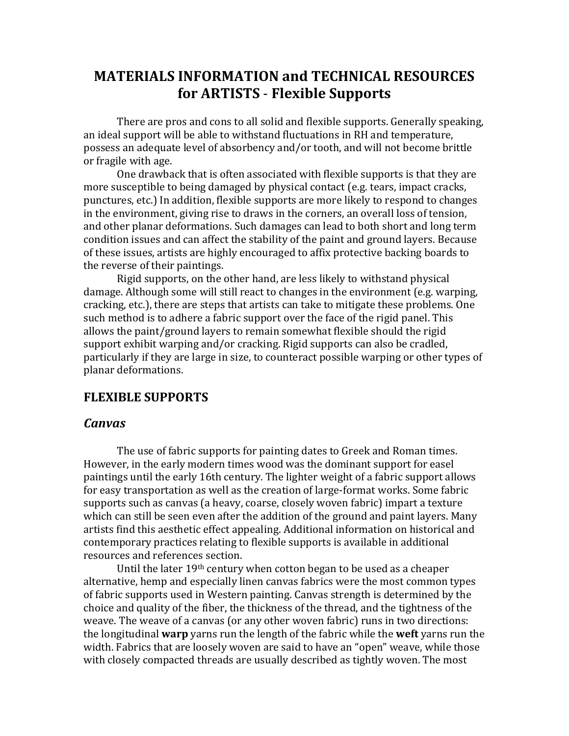# MATERIALS INFORMATION and TECHNICAL RESOURCES for ARTISTS - Flexible Supports

There are pros and cons to all solid and flexible supports. Generally speaking, an ideal support will be able to withstand fluctuations in RH and temperature, possess an adequate level of absorbency and/or tooth, and will not become brittle or fragile with age.

One drawback that is often associated with flexible supports is that they are more susceptible to being damaged by physical contact (e.g. tears, impact cracks, punctures, etc.) In addition, flexible supports are more likely to respond to changes in the environment, giving rise to draws in the corners, an overall loss of tension, and other planar deformations. Such damages can lead to both short and long term condition issues and can affect the stability of the paint and ground layers. Because of these issues, artists are highly encouraged to affix protective backing boards to the reverse of their paintings.

Rigid supports, on the other hand, are less likely to withstand physical damage. Although some will still react to changes in the environment (e.g. warping, cracking, etc.), there are steps that artists can take to mitigate these problems. One such method is to adhere a fabric support over the face of the rigid panel. This allows the paint/ground layers to remain somewhat flexible should the rigid support exhibit warping and/or cracking. Rigid supports can also be cradled, particularly if they are large in size, to counteract possible warping or other types of planar deformations.

## FLEXIBLE SUPPORTS

### *Canvas*

The use of fabric supports for painting dates to Greek and Roman times. However, in the early modern times wood was the dominant support for easel paintings until the early 16th century. The lighter weight of a fabric support allows for easy transportation as well as the creation of large-format works. Some fabric supports such as canvas (a heavy, coarse, closely woven fabric) impart a texture which can still be seen even after the addition of the ground and paint layers. Many artists find this aesthetic effect appealing. Additional information on historical and contemporary practices relating to flexible supports is available in additional resources and references section.

Until the later 19th century when cotton began to be used as a cheaper alternative, hemp and especially linen canvas fabrics were the most common types of fabric supports used in Western painting. Canvas strength is determined by the choice and quality of the fiber, the thickness of the thread, and the tightness of the weave. The weave of a canvas (or any other woven fabric) runs in two directions: the longitudinal **warp** yarns run the length of the fabric while the **weft** yarns run the width. Fabrics that are loosely woven are said to have an "open" weave, while those with closely compacted threads are usually described as tightly woven. The most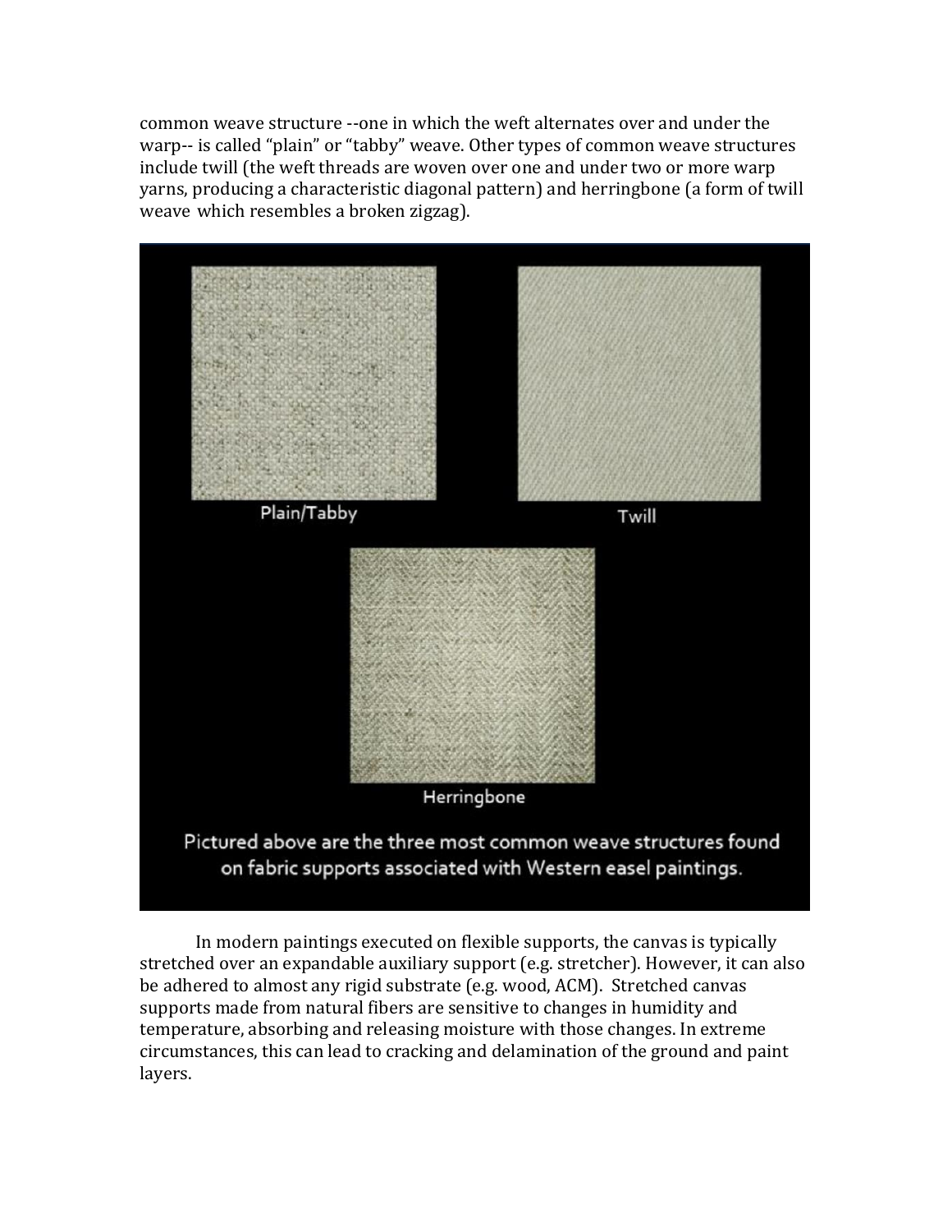common weave structure --one in which the weft alternates over and under the warp-- is called "plain" or "tabby" weave. Other types of common weave structures include twill (the weft threads are woven over one and under two or more warp yarns, producing a characteristic diagonal pattern) and herringbone (a form of twill weave which resembles a broken zigzag).

Pictured above are the three most common weave structures found on fabric supports associated with Western easel paintings.

In modern paintings executed on flexible supports, the canvas is typically stretched over an expandable auxiliary support (e.g. stretcher). However, it can also be adhered to almost any rigid substrate (e.g. wood, ACM). Stretched canvas supports made from natural fibers are sensitive to changes in humidity and temperature, absorbing and releasing moisture with those changes. In extreme circumstances, this can lead to cracking and delamination of the ground and paint layers.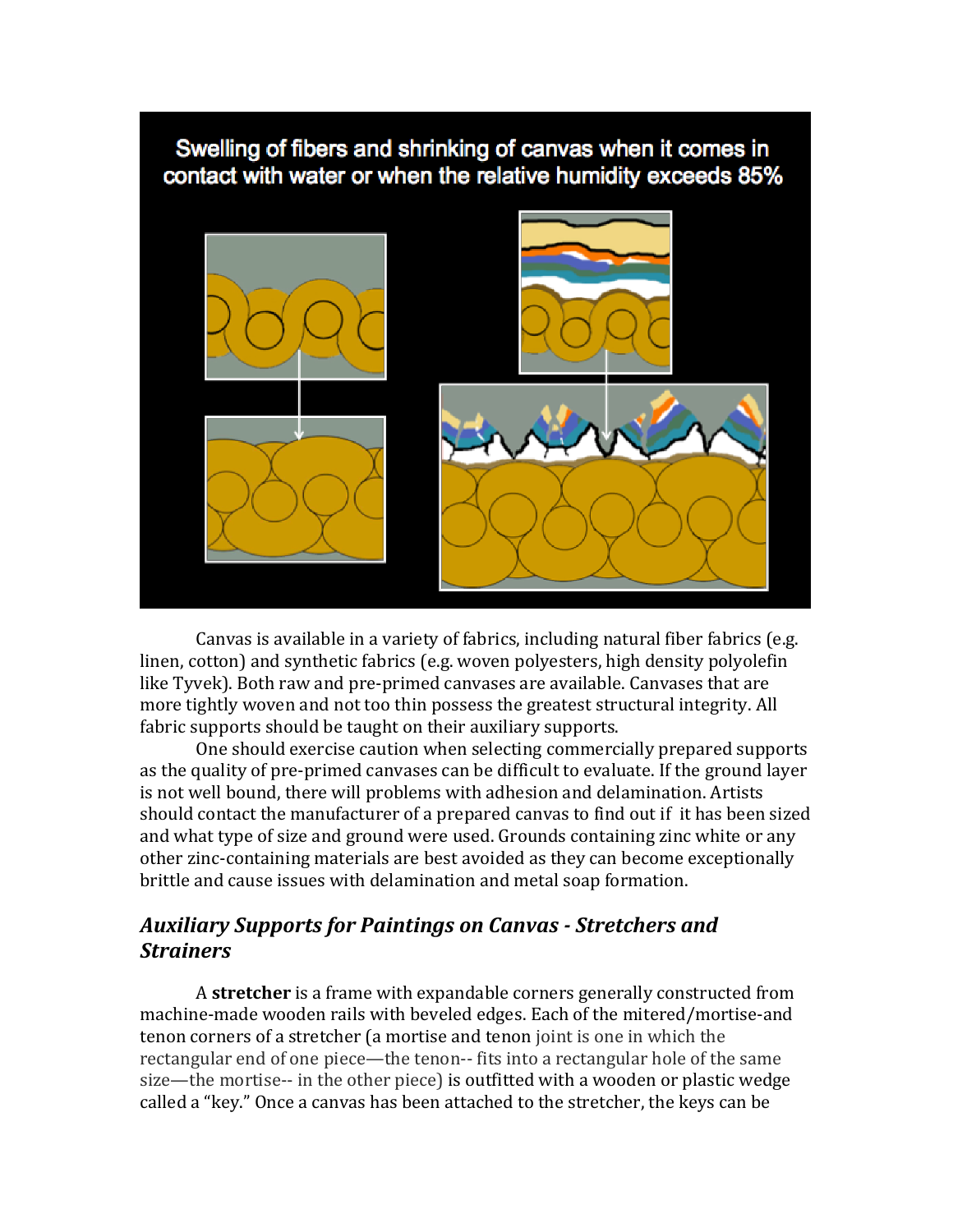Swelling of fibers and shrinking of canvas when it comes in contact with water or when the relative humidity exceeds 85%

Canvas is available in a variety of fabrics, including natural fiber fabrics (e.g. linen, cotton) and synthetic fabrics (e.g. woven polyesters, high density polyolefin like Tyvek). Both raw and pre-primed canvases are available. Canvases that are more tightly woven and not too thin possess the greatest structural integrity. All fabric supports should be taught on their auxiliary supports.

One should exercise caution when selecting commercially prepared supports as the quality of pre-primed canvases can be difficult to evaluate. If the ground layer is not well bound, there will problems with adhesion and delamination. Artists should contact the manufacturer of a prepared canvas to find out if it has been sized and what type of size and ground were used. Grounds containing zinc white or any other zinc-containing materials are best avoided as they can become exceptionally brittle and cause issues with delamination and metal soap formation.

## *Auxiliary Supports for Paintings on Canvas - Stretchers and Strainers*

A **stretcher** is a frame with expandable corners generally constructed from machine-made wooden rails with beveled edges. Each of the mitered/mortise-and tenon corners of a stretcher (a mortise and tenon joint is one in which the rectangular end of one piece—the tenon-- fits into a rectangular hole of the same size—the mortise-- in the other piece) is outfitted with a wooden or plastic wedge called a "key." Once a canvas has been attached to the stretcher, the keys can be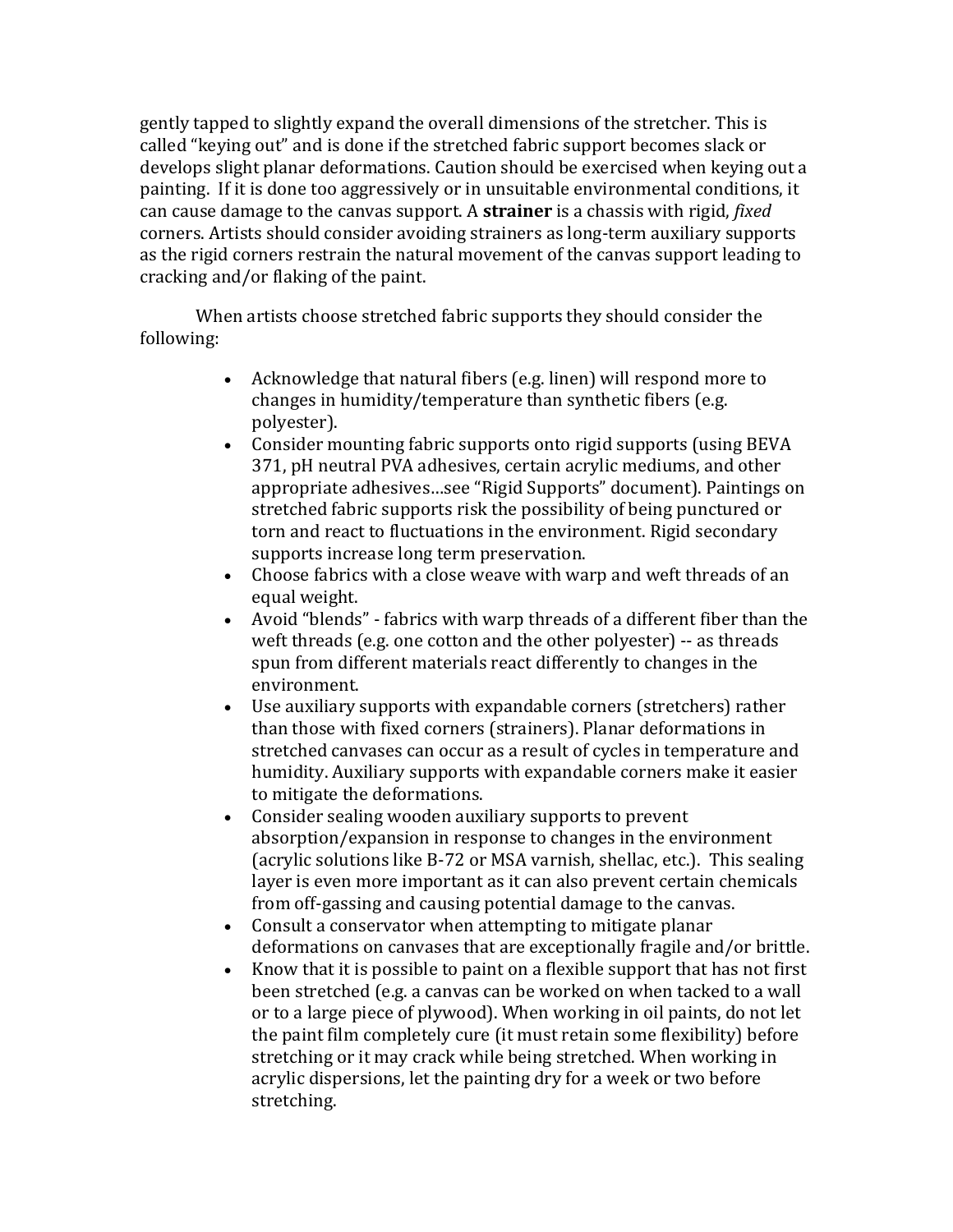gently tapped to slightly expand the overall dimensions of the stretcher. This is called "keying out" and is done if the stretched fabric support becomes slack or develops slight planar deformations. Caution should be exercised when keying out a painting. If it is done too aggressively or in unsuitable environmental conditions, it can cause damage to the canvas support. A **strainer** is a chassis with rigid, *fixed* corners. Artists should consider avoiding strainers as long-term auxiliary supports as the rigid corners restrain the natural movement of the canvas support leading to cracking and/or flaking of the paint.

When artists choose stretched fabric supports they should consider the following:

- Acknowledge that natural fibers (e.g. linen) will respond more to changes in humidity/temperature than synthetic fibers (e.g. polyester).
- Consider mounting fabric supports onto rigid supports (using BEVA 371, pH neutral PVA adhesives, certain acrylic mediums, and other appropriate adhesives…see "Rigid Supports" document). Paintings on stretched fabric supports risk the possibility of being punctured or torn and react to fluctuations in the environment. Rigid secondary supports increase long term preservation.
- Choose fabrics with a close weave with warp and weft threads of an equal weight.
- Avoid "blends" - fabrics with warp threads of a different fiber than the weft threads (e.g. one cotton and the other polyester) -- as threads spun from different materials react differently to changes in the environment.
- Use auxiliary supports with expandable corners (stretchers) rather than those with fixed corners (strainers). Planar deformations in stretched canvases can occur as a result of cycles in temperature and humidity. Auxiliary supports with expandable corners make it easier to mitigate the deformations.
- Consider sealing wooden auxiliary supports to prevent absorption/expansion in response to changes in the environment (acrylic solutions like B-72 or MSA varnish, shellac, etc.). This sealing layer is even more important as it can also prevent certain chemicals from off-gassing and causing potential damage to the canvas.
- Consult a conservator when attempting to mitigate planar deformations on canvases that are exceptionally fragile and/or brittle.
- Know that it is possible to paint on a flexible support that has not first been stretched (e.g. a canvas can be worked on when tacked to a wall or to a large piece of plywood). When working in oil paints, do not let the paint film completely cure (it must retain some flexibility) before stretching or it may crack while being stretched. When working in acrylic dispersions, let the painting dry for a week or two before stretching.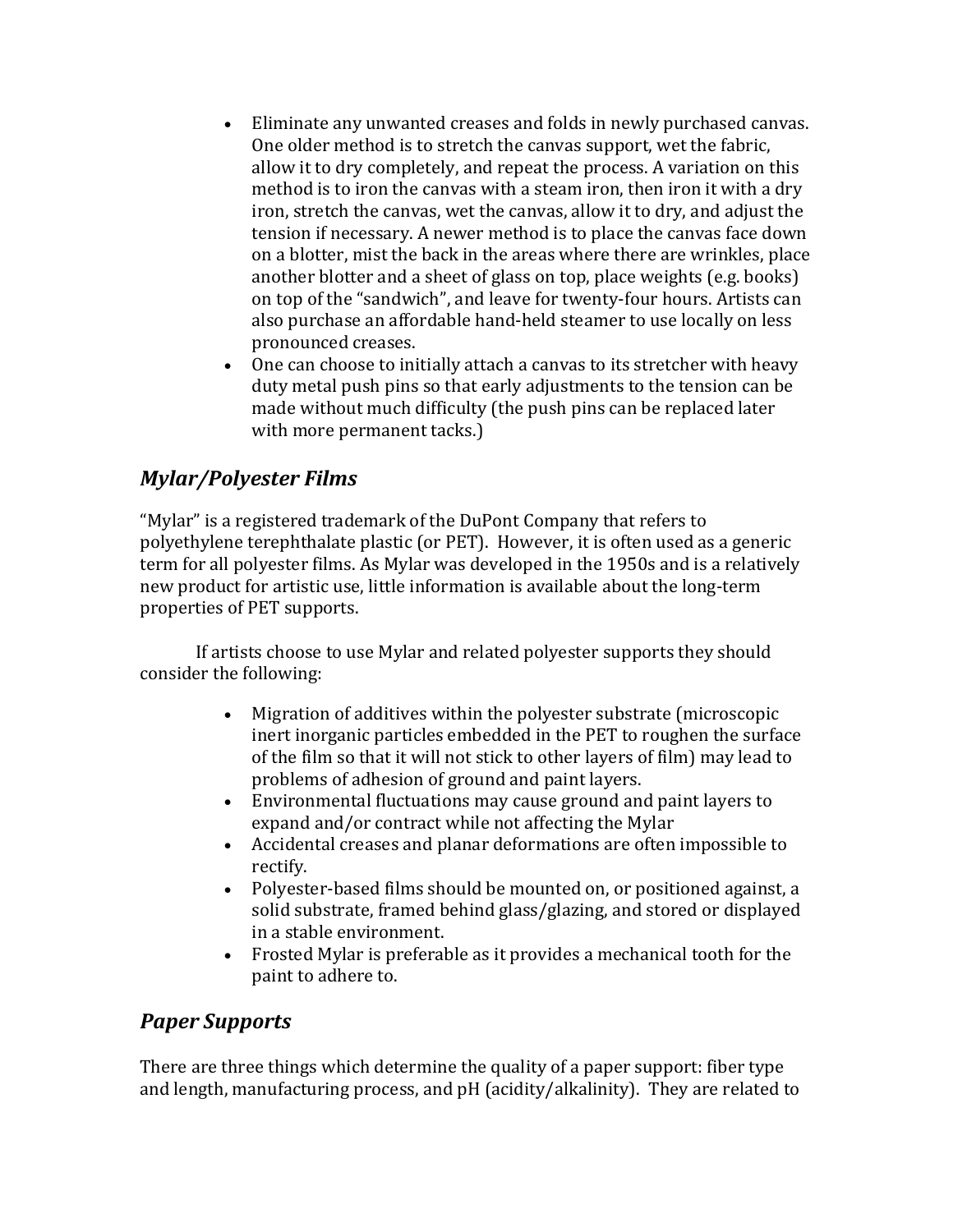- Eliminate any unwanted creases and folds in newly purchased canvas. One older method is to stretch the canvas support, wet the fabric, allow it to dry completely, and repeat the process. A variation on this method is to iron the canvas with a steam iron, then iron it with a dry iron, stretch the canvas, wet the canvas, allow it to dry, and adjust the tension if necessary. A newer method is to place the canvas face down on a blotter, mist the back in the areas where there are wrinkles, place another blotter and a sheet of glass on top, place weights (e.g. books) on top of the "sandwich", and leave for twenty-four hours. Artists can also purchase an affordable hand-held steamer to use locally on less pronounced creases.
- One can choose to initially attach a canvas to its stretcher with heavy duty metal push pins so that early adjustments to the tension can be made without much difficulty (the push pins can be replaced later with more permanent tacks.)

## *Mylar/Polyester Films*

"Mylar" is a registered trademark of the DuPont Company that refers to polyethylene terephthalate plastic (or PET). However, it is often used as a generic term for all polyester films. As Mylar was developed in the 1950s and is a relatively new product for artistic use, little information is available about the long-term properties of PET supports.

If artists choose to use Mylar and related polyester supports they should consider the following:

- Migration of additives within the polyester substrate (microscopic inert inorganic particles embedded in the PET to roughen the surface of the film so that it will not stick to other layers of film) may lead to problems of adhesion of ground and paint layers.
- Environmental fluctuations may cause ground and paint layers to expand and/or contract while not affecting the Mylar
- Accidental creases and planar deformations are often impossible to rectify.
- Polyester-based films should be mounted on, or positioned against, a solid substrate, framed behind glass/glazing, and stored or displayed in a stable environment.
- Frosted Mylar is preferable as it provides a mechanical tooth for the paint to adhere to.

## *Paper Supports*

There are three things which determine the quality of a paper support: fiber type and length, manufacturing process, and pH (acidity/alkalinity). They are related to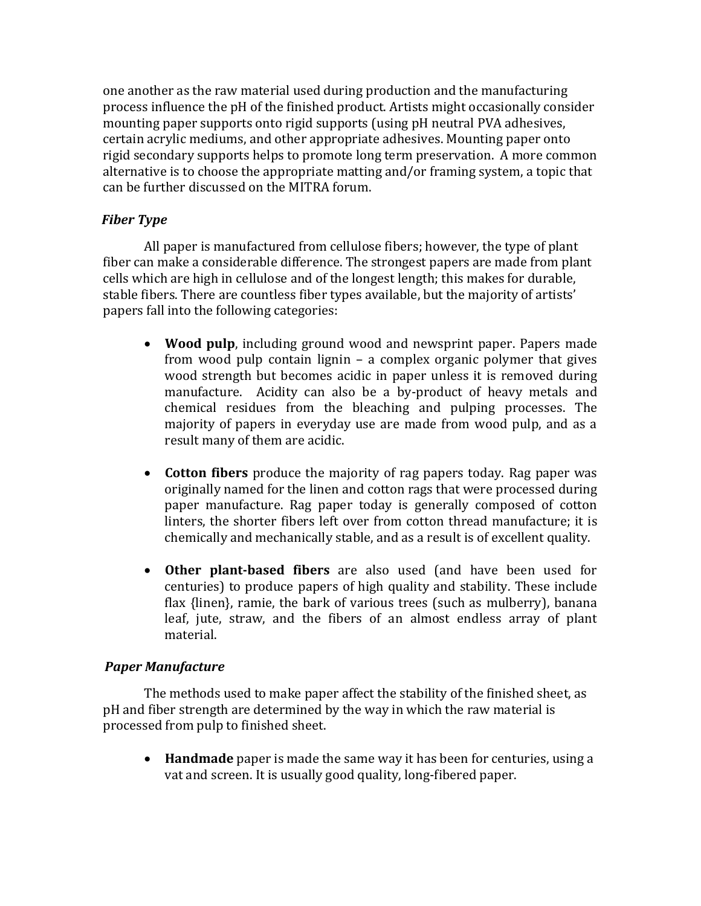one another as the raw material used during production and the manufacturing process influence the pH of the finished product. Artists might occasionally consider mounting paper supports onto rigid supports (using pH neutral PVA adhesives, certain acrylic mediums, and other appropriate adhesives. Mounting paper onto rigid secondary supports helps to promote long term preservation. A more common alternative is to choose the appropriate matting and/or framing system, a topic that can be further discussed on the MITRA forum.

### *Fiber Type*

All paper is manufactured from cellulose fibers; however, the type of plant fiber can make a considerable difference. The strongest papers are made from plant cells which are high in cellulose and of the longest length; this makes for durable, stable fibers. There are countless fiber types available, but the majority of artists' papers fall into the following categories:

- **Wood pulp**, including ground wood and newsprint paper. Papers made from wood pulp contain lignin – a complex organic polymer that gives wood strength but becomes acidic in paper unless it is removed during manufacture. Acidity can also be a by-product of heavy metals and chemical residues from the bleaching and pulping processes. The majority of papers in everyday use are made from wood pulp, and as a result many of them are acidic.

- **Cotton fibers** produce the majority of rag papers today. Rag paper was originally named for the linen and cotton rags that were processed during paper manufacture. Rag paper today is generally composed of cotton linters, the shorter fibers left over from cotton thread manufacture; it is chemically and mechanically stable, and as a result is of excellent quality.

- **Other plant-based fibers** are also used (and have been used for centuries) to produce papers of high quality and stability. These include flax {linen}, ramie, the bark of various trees (such as mulberry), banana leaf, jute, straw, and the fibers of an almost endless array of plant material.

### *Paper Manufacture*

The methods used to make paper affect the stability of the finished sheet, as pH and fiber strength are determined by the way in which the raw material is processed from pulp to finished sheet.

- **Handmade** paper is made the same way it has been for centuries, using a vat and screen. It is usually good quality, long-fibered paper.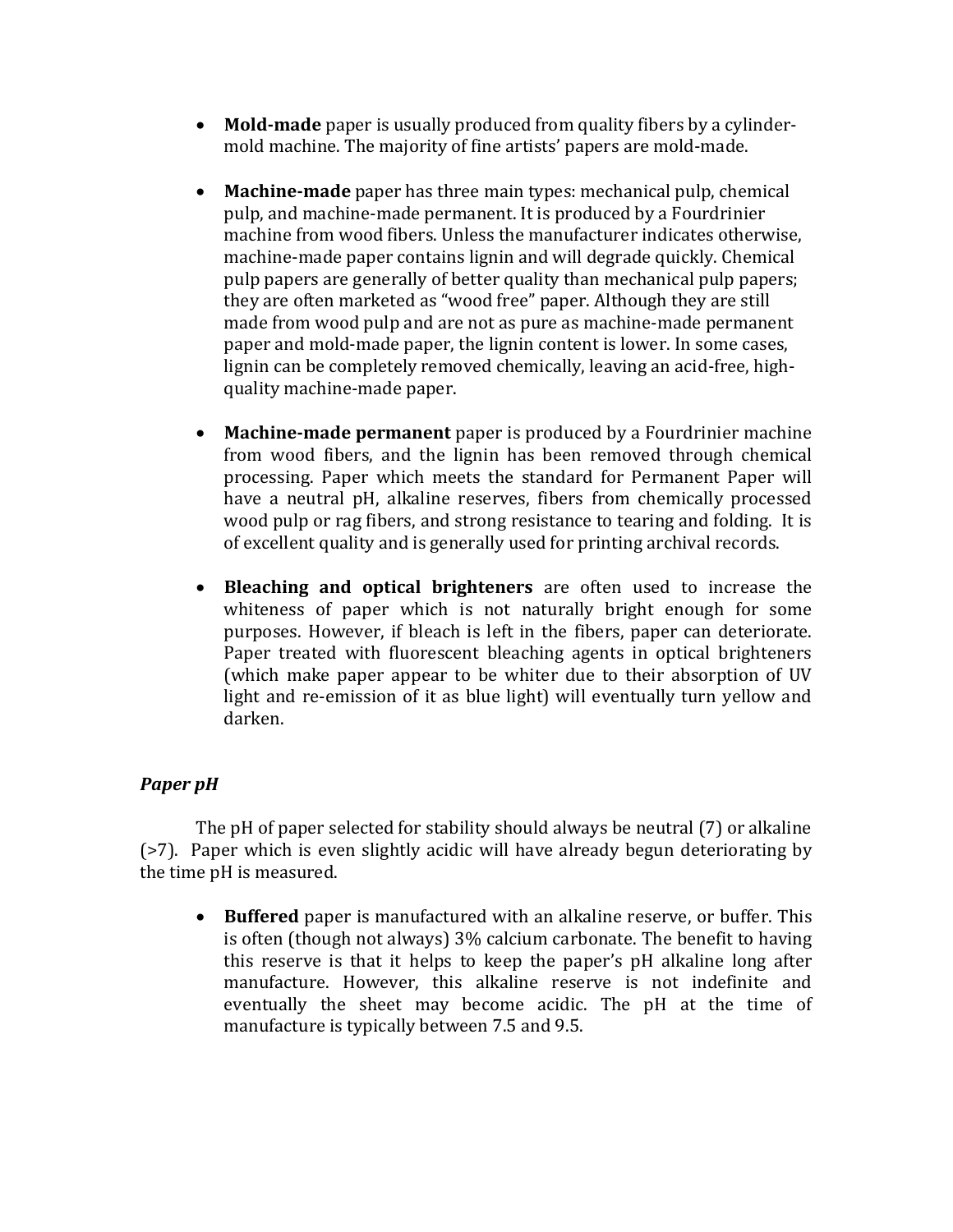- **Mold-made** paper is usually produced from quality fibers by a cylinder-mold machine. The majority of fine artists' papers are mold-made.

- **Machine-made** paper has three main types: mechanical pulp, chemical pulp, and machine-made permanent. It is produced by a Fourdrinier machine from wood fibers. Unless the manufacturer indicates otherwise, machine-made paper contains lignin and will degrade quickly. Chemical pulp papers are generally of better quality than mechanical pulp papers; they are often marketed as "wood free" paper. Although they are still made from wood pulp and are not as pure as machine-made permanent paper and mold-made paper, the lignin content is lower. In some cases, lignin can be completely removed chemically, leaving an acid-free, high-quality machine-made paper.

- **Machine-made permanent** paper is produced by a Fourdrinier machine from wood fibers, and the lignin has been removed through chemical processing. Paper which meets the standard for Permanent Paper will have a neutral pH, alkaline reserves, fibers from chemically processed wood pulp or rag fibers, and strong resistance to tearing and folding. It is of excellent quality and is generally used for printing archival records.

- **Bleaching and optical brighteners** are often used to increase the whiteness of paper which is not naturally bright enough for some purposes. However, if bleach is left in the fibers, paper can deteriorate. Paper treated with fluorescent bleaching agents in optical brighteners (which make paper appear to be whiter due to their absorption of UV light and re-emission of it as blue light) will eventually turn yellow and darken.

### *Paper pH*

The pH of paper selected for stability should always be neutral (7) or alkaline (>7). Paper which is even slightly acidic will have already begun deteriorating by the time pH is measured.

- **Buffered** paper is manufactured with an alkaline reserve, or buffer. This is often (though not always) 3% calcium carbonate. The benefit to having this reserve is that it helps to keep the paper's pH alkaline long after manufacture. However, this alkaline reserve is not indefinite and eventually the sheet may become acidic. The pH at the time of manufacture is typically between 7.5 and 9.5.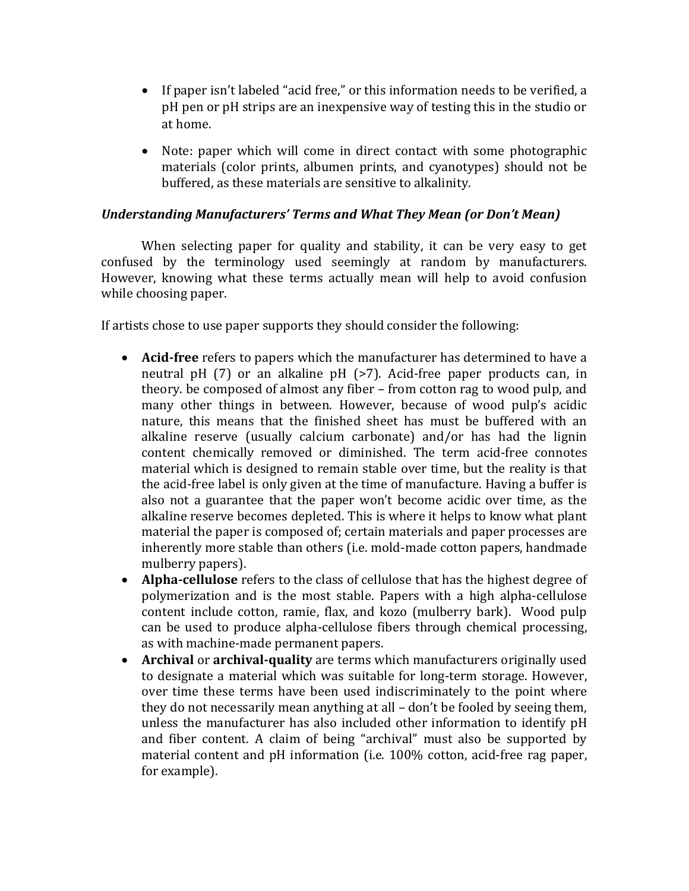- If paper isn't labeled "acid free," or this information needs to be verified, a pH pen or pH strips are an inexpensive way of testing this in the studio or at home.
- Note: paper which will come in direct contact with some photographic materials (color prints, albumen prints, and cyanotypes) should not be buffered, as these materials are sensitive to alkalinity.

### *Understanding Manufacturers' Terms and What They Mean (or Don't Mean)*

When selecting paper for quality and stability, it can be very easy to get confused by the terminology used seemingly at random by manufacturers. However, knowing what these terms actually mean will help to avoid confusion while choosing paper.

If artists chose to use paper supports they should consider the following:

- **Acid-free** refers to papers which the manufacturer has determined to have a neutral pH (7) or an alkaline pH (>7). Acid-free paper products can, in theory. be composed of almost any fiber – from cotton rag to wood pulp, and many other things in between. However, because of wood pulp's acidic nature, this means that the finished sheet has must be buffered with an alkaline reserve (usually calcium carbonate) and/or has had the lignin content chemically removed or diminished. The term acid-free connotes material which is designed to remain stable over time, but the reality is that the acid-free label is only given at the time of manufacture. Having a buffer is also not a guarantee that the paper won't become acidic over time, as the alkaline reserve becomes depleted. This is where it helps to know what plant material the paper is composed of; certain materials and paper processes are inherently more stable than others (i.e. mold-made cotton papers, handmade mulberry papers).
- **Alpha-cellulose** refers to the class of cellulose that has the highest degree of polymerization and is the most stable. Papers with a high alpha-cellulose content include cotton, ramie, flax, and kozo (mulberry bark). Wood pulp can be used to produce alpha-cellulose fibers through chemical processing, as with machine-made permanent papers.
- **Archival** or **archival-quality** are terms which manufacturers originally used to designate a material which was suitable for long-term storage. However, over time these terms have been used indiscriminately to the point where they do not necessarily mean anything at all – don't be fooled by seeing them, unless the manufacturer has also included other information to identify pH and fiber content. A claim of being "archival" must also be supported by material content and pH information (i.e. 100% cotton, acid-free rag paper, for example).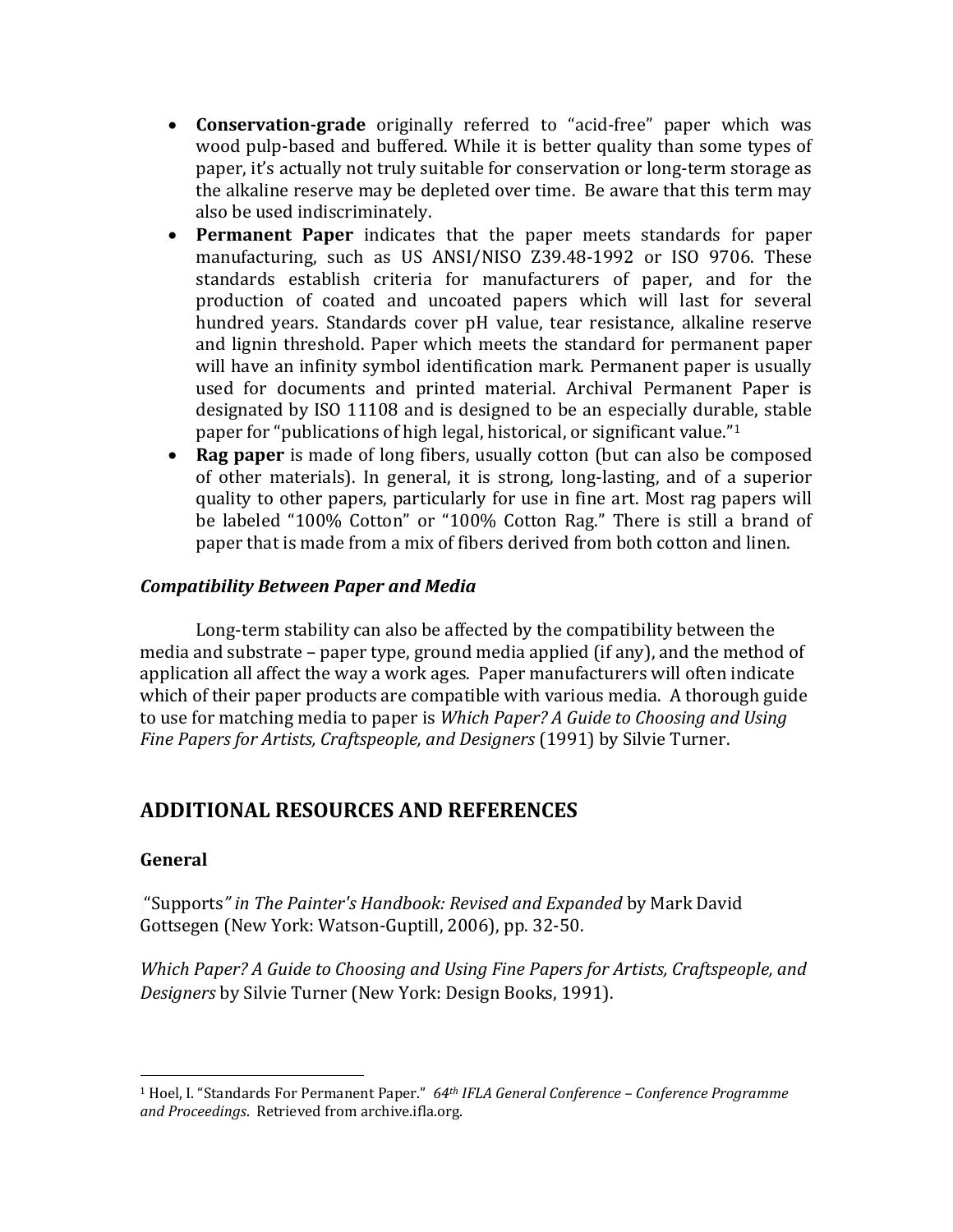- **Conservation-grade** originally referred to “acid-free” paper which was wood pulp-based and buffered. While it is better quality than some types of paper, it’s actually not truly suitable for conservation or long-term storage as the alkaline reserve may be depleted over time. Be aware that this term may also be used indiscriminately.
- **Permanent Paper** indicates that the paper meets standards for paper manufacturing, such as US ANSI/NISO Z39.48-1992 or ISO 9706. These standards establish criteria for manufacturers of paper, and for the production of coated and uncoated papers which will last for several hundred years. Standards cover pH value, tear resistance, alkaline reserve and lignin threshold. Paper which meets the standard for permanent paper will have an infinity symbol identification mark. Permanent paper is usually used for documents and printed material. Archival Permanent Paper is designated by ISO 11108 and is designed to be an especially durable, stable paper for “publications of high legal, historical, or significant value.”[1]
- **Rag paper** is made of long fibers, usually cotton (but can also be composed of other materials). In general, it is strong, long-lasting, and of a superior quality to other papers, particularly for use in fine art. Most rag papers will be labeled “100% Cotton” or “100% Cotton Rag.” There is still a brand of paper that is made from a mix of fibers derived from both cotton and linen.

### *Compatibility Between Paper and Media*

Long-term stability can also be affected by the compatibility between the media and substrate – paper type, ground media applied (if any), and the method of application all affect the way a work ages. Paper manufacturers will often indicate which of their paper products are compatible with various media. A thorough guide to use for matching media to paper is *Which Paper? A Guide to Choosing and Using Fine Papers for Artists, Craftspeople, and Designers* (1991) by Silvie Turner.

## ADDITIONAL RESOURCES AND REFERENCES

### General

“Supports*” in The Painter's Handbook: Revised and Expanded* by Mark David Gottsegen (New York: Watson-Guptill, 2006), pp. 32-50.

*Which Paper? A Guide to Choosing and Using Fine Papers for Artists, Craftspeople, and Designers* by Silvie Turner (New York: Design Books, 1991).

---

[1] Hoel, I. “Standards For Permanent Paper.” *64th IFLA General Conference – Conference Programme and Proceedings*. Retrieved from archive.ifla.org.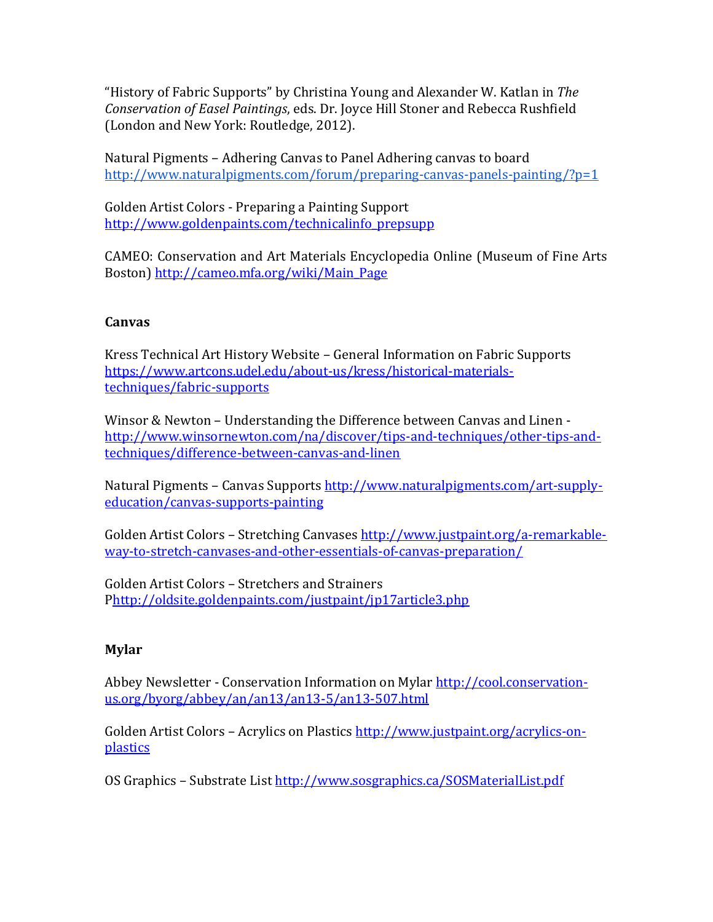"History of Fabric Supports" by Christina Young and Alexander W. Katlan in *The Conservation of Easel Paintings*, eds. Dr. Joyce Hill Stoner and Rebecca Rushfield (London and New York: Routledge, 2012).

Natural Pigments – Adhering Canvas to Panel Adhering canvas to board http://www.naturalpigments.com/forum/preparing-canvas-panels-painting/?p=1

Golden Artist Colors - Preparing a Painting Support http://www.goldenpaints.com/technicalinfo_prepsupp

CAMEO: Conservation and Art Materials Encyclopedia Online (Museum of Fine Arts Boston) http://cameo.mfa.org/wiki/Main_Page

**Canvas**

Kress Technical Art History Website – General Information on Fabric Supports https://www.artcons.udel.edu/about-us/kress/historical-materials-techniques/fabric-supports

Winsor & Newton – Understanding the Difference between Canvas and Linen - http://www.winsornewton.com/na/discover/tips-and-techniques/other-tips-and-techniques/difference-between-canvas-and-linen

Natural Pigments – Canvas Supports http://www.naturalpigments.com/art-supply-education/canvas-supports-painting

Golden Artist Colors – Stretching Canvases http://www.justpaint.org/a-remarkable-way-to-stretch-canvases-and-other-essentials-of-canvas-preparation/

Golden Artist Colors – Stretchers and Strainers Phttp://oldsite.goldenpaints.com/justpaint/jp17article3.php

**Mylar**

Abbey Newsletter - Conservation Information on Mylar http://cool.conservation-us.org/byorg/abbey/an/an13/an13-5/an13-507.html

Golden Artist Colors – Acrylics on Plastics http://www.justpaint.org/acrylics-on-plastics

OS Graphics – Substrate List http://www.sosgraphics.ca/SOSMaterialList.pdf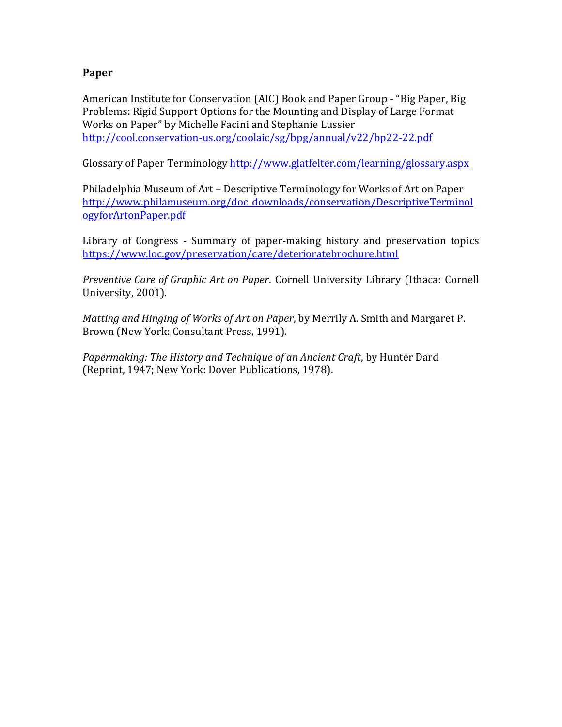**Paper**

American Institute for Conservation (AIC) Book and Paper Group - "Big Paper, Big Problems: Rigid Support Options for the Mounting and Display of Large Format Works on Paper" by Michelle Facini and Stephanie Lussier
http://cool.conservation-us.org/coolaic/sg/bpg/annual/v22/bp22-22.pdf

Glossary of Paper Terminology http://www.glatfelter.com/learning/glossary.aspx

Philadelphia Museum of Art – Descriptive Terminology for Works of Art on Paper
http://www.philamuseum.org/doc_downloads/conservation/DescriptiveTerminologyforArtonPaper.pdf

Library of Congress - Summary of paper-making history and preservation topics
https://www.loc.gov/preservation/care/deterioratebrochure.html

*Preventive Care of Graphic Art on Paper*. Cornell University Library (Ithaca: Cornell University, 2001).

*Matting and Hinging of Works of Art on Paper*, by Merrily A. Smith and Margaret P. Brown (New York: Consultant Press, 1991).

*Papermaking: The History and Technique of an Ancient Craft*, by Hunter Dard (Reprint, 1947; New York: Dover Publications, 1978).